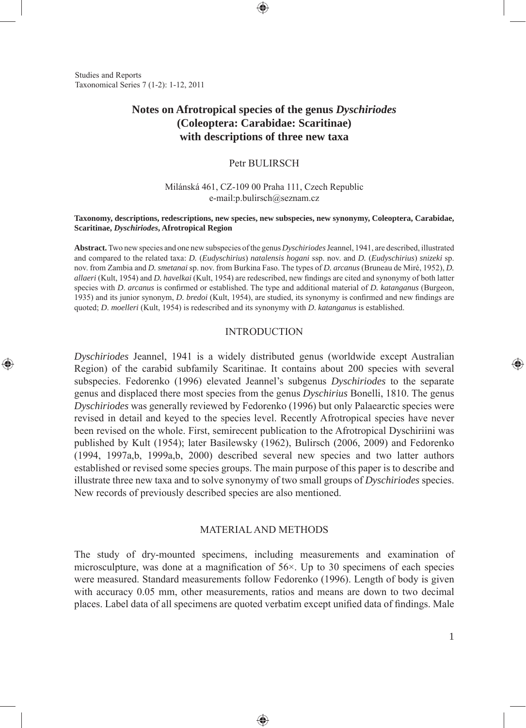Studies and Reports
Taxonomical Series 7 (1-2): 1-12, 2011

# Notes on Afrotropical species of the genus *Dyschiriodes* (Coleoptera: Carabidae: Scaritinae) with descriptions of three new taxa

Petr BULIRSCH

Milánská 461, CZ-109 00 Praha 111, Czech Republic
e-mail:p.bulirsch@seznam.cz

**Taxonomy, descriptions, redescriptions, new species, new subspecies, new synonymy, Coleoptera, Carabidae, Scaritinae, *Dyschiriodes*, Afrotropical Region**

**Abstract.** Two new species and one new subspecies of the genus *Dyschiriodes* Jeannel, 1941, are described, illustrated and compared to the related taxa: *D.* (*Eudyschirius*) *natalensis hogani* ssp. nov. and *D.* (*Eudyschirius*) *snizeki* sp. nov. from Zambia and *D. smetanai* sp. nov. from Burkina Faso. The types of *D. arcanus* (Bruneau de Miré, 1952), *D. allaeri* (Kult, 1954) and *D. havelkai* (Kult, 1954) are redescribed, new findings are cited and synonymy of both latter species with *D. arcanus* is confirmed or established. The type and additional material of *D. katanganus* (Burgeon, 1935) and its junior synonym, *D. bredoi* (Kult, 1954), are studied, its synonymy is confirmed and new findings are quoted; *D. moelleri* (Kult, 1954) is redescribed and its synonymy with *D. katanganus* is established.

## INTRODUCTION

*Dyschiriodes* Jeannel, 1941 is a widely distributed genus (worldwide except Australian Region) of the carabid subfamily Scaritinae. It contains about 200 species with several subspecies. Fedorenko (1996) elevated Jeannel's subgenus *Dyschiriodes* to the separate genus and displaced there most species from the genus *Dyschirius* Bonelli, 1810. The genus *Dyschiriodes* was generally reviewed by Fedorenko (1996) but only Palaearctic species were revised in detail and keyed to the species level. Recently Afrotropical species have never been revised on the whole. First, semirecent publication to the Afrotropical Dyschiriini was published by Kult (1954); later Basilewsky (1962), Bulirsch (2006, 2009) and Fedorenko (1994, 1997a,b, 1999a,b, 2000) described several new species and two latter authors established or revised some species groups. The main purpose of this paper is to describe and illustrate three new taxa and to solve synonymy of two small groups of *Dyschiriodes* species. New records of previously described species are also mentioned.

## MATERIAL AND METHODS

The study of dry-mounted specimens, including measurements and examination of microsculpture, was done at a magnification of 56×. Up to 30 specimens of each species were measured. Standard measurements follow Fedorenko (1996). Length of body is given with accuracy 0.05 mm, other measurements, ratios and means are down to two decimal places. Label data of all specimens are quoted verbatim except unified data of findings. Male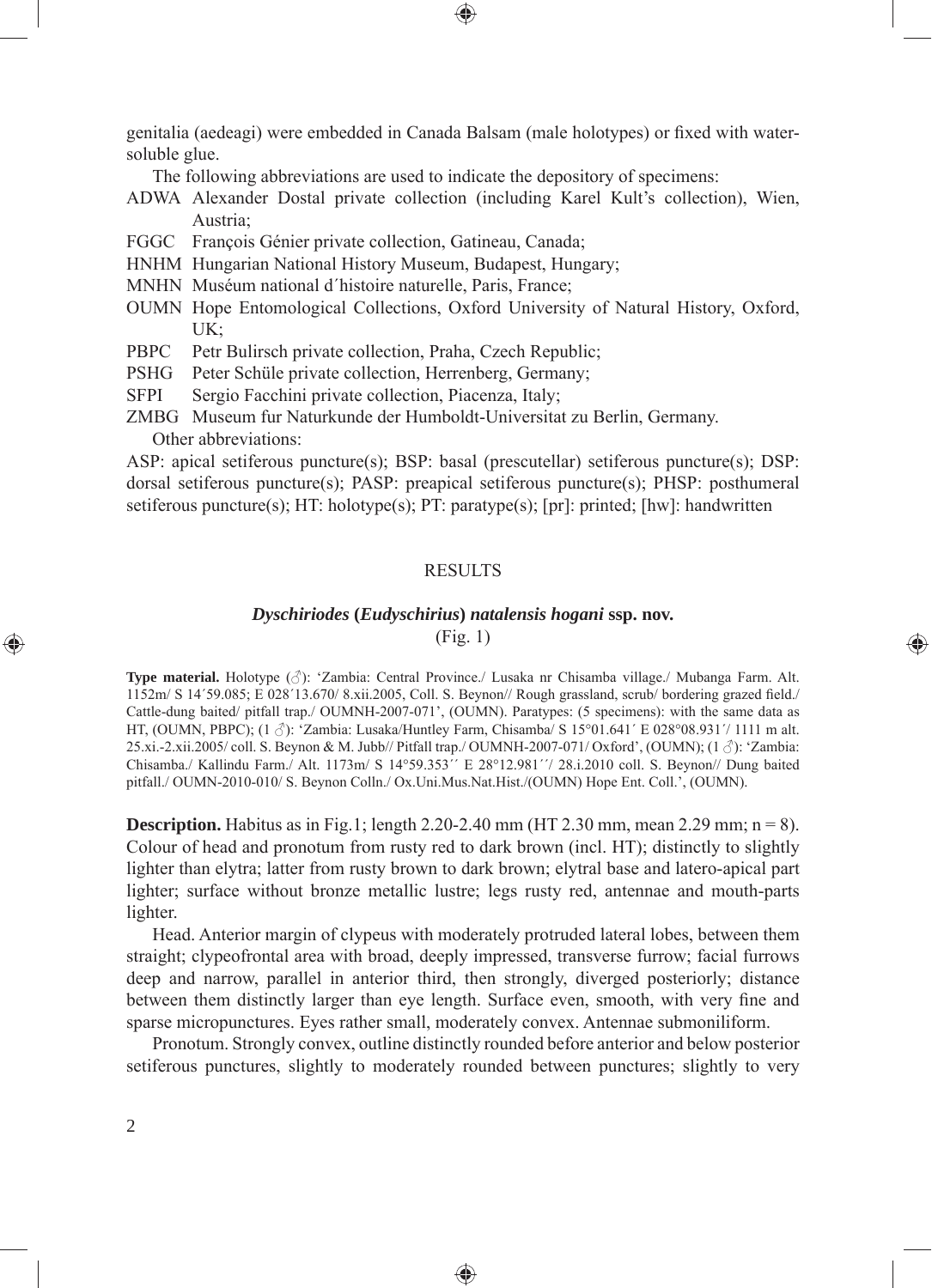genitalia (aedeagi) were embedded in Canada Balsam (male holotypes) or fixed with water-soluble glue.

The following abbreviations are used to indicate the depository of specimens:

- ADWA Alexander Dostal private collection (including Karel Kult's collection), Wien, Austria;
- FGGC François Génier private collection, Gatineau, Canada;
- HNHM Hungarian National History Museum, Budapest, Hungary;
- MNHN Muséum national d´histoire naturelle, Paris, France;
- OUMN Hope Entomological Collections, Oxford University of Natural History, Oxford, UK;
- PBPC Petr Bulirsch private collection, Praha, Czech Republic;
- PSHG Peter Schüle private collection, Herrenberg, Germany;
- SFPI Sergio Facchini private collection, Piacenza, Italy;
- ZMBG Museum fur Naturkunde der Humboldt-Universitat zu Berlin, Germany.

Other abbreviations:

ASP: apical setiferous puncture(s); BSP: basal (prescutellar) setiferous puncture(s); DSP: dorsal setiferous puncture(s); PASP: preapical setiferous puncture(s); PHSP: posthumeral setiferous puncture(s); HT: holotype(s); PT: paratype(s); [pr]: printed; [hw]: handwritten

## RESULTS

### *Dyschiriodes* (*Eudyschirius*) *natalensis hogani* ssp. nov.

(Fig. 1)

**Type material.** Holotype (♂): 'Zambia: Central Province./ Lusaka nr Chisamba village./ Mubanga Farm. Alt. 1152m/ S 14´59.085; E 028´13.670/ 8.xii.2005, Coll. S. Beynon// Rough grassland, scrub/ bordering grazed field./ Cattle-dung baited/ pitfall trap./ OUMNH-2007-071', (OUMN). Paratypes: (5 specimens): with the same data as HT, (OUMN, PBPC); (1 ♂): 'Zambia: Lusaka/Huntley Farm, Chisamba/ S 15°01.641´ E 028°08.931´/ 1111 m alt. 25.xi.-2.xii.2005/ coll. S. Beynon & M. Jubb// Pitfall trap./ OUMNH-2007-071/ Oxford', (OUMN); (1 ♂): 'Zambia: Chisamba./ Kallindu Farm./ Alt. 1173m/ S 14°59.353´´ E 28°12.981´´/ 28.i.2010 coll. S. Beynon// Dung baited pitfall./ OUMN-2010-010/ S. Beynon Colln./ Ox.Uni.Mus.Nat.Hist./(OUMN) Hope Ent. Coll.', (OUMN).

**Description.** Habitus as in Fig.1; length 2.20-2.40 mm (HT 2.30 mm, mean 2.29 mm; n = 8). Colour of head and pronotum from rusty red to dark brown (incl. HT); distinctly to slightly lighter than elytra; latter from rusty brown to dark brown; elytral base and latero-apical part lighter; surface without bronze metallic lustre; legs rusty red, antennae and mouth-parts lighter.

Head. Anterior margin of clypeus with moderately protruded lateral lobes, between them straight; clypeofrontal area with broad, deeply impressed, transverse furrow; facial furrows deep and narrow, parallel in anterior third, then strongly, diverged posteriorly; distance between them distinctly larger than eye length. Surface even, smooth, with very fine and sparse micropunctures. Eyes rather small, moderately convex. Antennae submoniliform.

Pronotum. Strongly convex, outline distinctly rounded before anterior and below posterior setiferous punctures, slightly to moderately rounded between punctures; slightly to very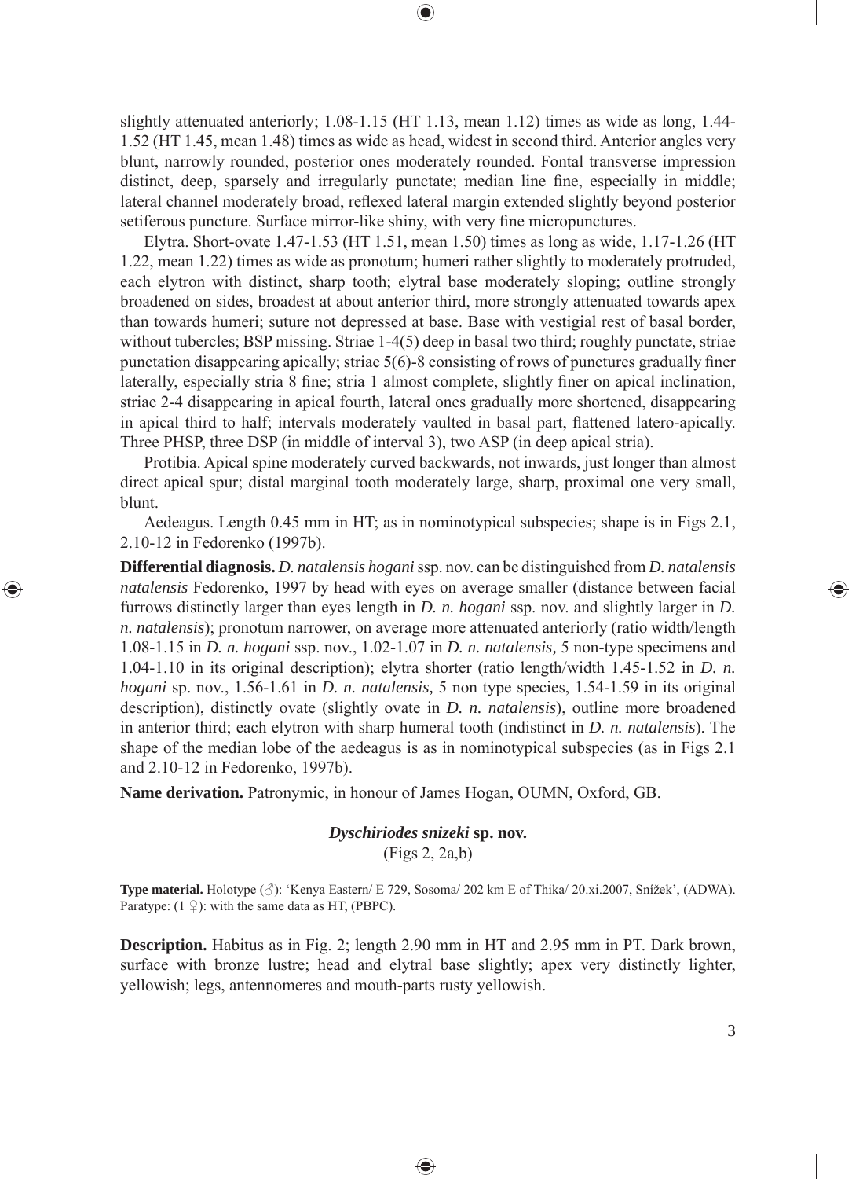slightly attenuated anteriorly; 1.08-1.15 (HT 1.13, mean 1.12) times as wide as long, 1.44-1.52 (HT 1.45, mean 1.48) times as wide as head, widest in second third. Anterior angles very blunt, narrowly rounded, posterior ones moderately rounded. Fontal transverse impression distinct, deep, sparsely and irregularly punctate; median line fine, especially in middle; lateral channel moderately broad, reflexed lateral margin extended slightly beyond posterior setiferous puncture. Surface mirror-like shiny, with very fine micropunctures.

Elytra. Short-ovate 1.47-1.53 (HT 1.51, mean 1.50) times as long as wide, 1.17-1.26 (HT 1.22, mean 1.22) times as wide as pronotum; humeri rather slightly to moderately protruded, each elytron with distinct, sharp tooth; elytral base moderately sloping; outline strongly broadened on sides, broadest at about anterior third, more strongly attenuated towards apex than towards humeri; suture not depressed at base. Base with vestigial rest of basal border, without tubercles; BSP missing. Striae 1-4(5) deep in basal two third; roughly punctate, striae punctation disappearing apically; striae 5(6)-8 consisting of rows of punctures gradually finer laterally, especially stria 8 fine; stria 1 almost complete, slightly finer on apical inclination, striae 2-4 disappearing in apical fourth, lateral ones gradually more shortened, disappearing in apical third to half; intervals moderately vaulted in basal part, flattened latero-apically. Three PHSP, three DSP (in middle of interval 3), two ASP (in deep apical stria).

Protibia. Apical spine moderately curved backwards, not inwards, just longer than almost direct apical spur; distal marginal tooth moderately large, sharp, proximal one very small, blunt.

Aedeagus. Length 0.45 mm in HT; as in nominotypical subspecies; shape is in Figs 2.1, 2.10-12 in Fedorenko (1997b).

**Differential diagnosis.** *D. natalensis hogani* ssp. nov. can be distinguished from *D. natalensis natalensis* Fedorenko, 1997 by head with eyes on average smaller (distance between facial furrows distinctly larger than eyes length in *D. n. hogani* ssp. nov. and slightly larger in *D. n. natalensis*); pronotum narrower, on average more attenuated anteriorly (ratio width/length 1.08-1.15 in *D. n. hogani* ssp. nov., 1.02-1.07 in *D. n. natalensis,* 5 non-type specimens and 1.04-1.10 in its original description); elytra shorter (ratio length/width 1.45-1.52 in *D. n. hogani* sp. nov., 1.56-1.61 in *D. n. natalensis,* 5 non type species, 1.54-1.59 in its original description), distinctly ovate (slightly ovate in *D. n. natalensis*), outline more broadened in anterior third; each elytron with sharp humeral tooth (indistinct in *D. n. natalensis*). The shape of the median lobe of the aedeagus is as in nominotypical subspecies (as in Figs 2.1 and 2.10-12 in Fedorenko, 1997b).

**Name derivation.** Patronymic, in honour of James Hogan, OUMN, Oxford, GB.

### *Dyschiriodes snizeki* sp. nov.

(Figs 2, 2a,b)

**Type material.** Holotype (♂): 'Kenya Eastern/ E 729, Sosoma/ 202 km E of Thika/ 20.xi.2007, Snížek', (ADWA). Paratype: (1 ♀): with the same data as HT, (PBPC).

**Description.** Habitus as in Fig. 2; length 2.90 mm in HT and 2.95 mm in PT. Dark brown, surface with bronze lustre; head and elytral base slightly; apex very distinctly lighter, yellowish; legs, antennomeres and mouth-parts rusty yellowish.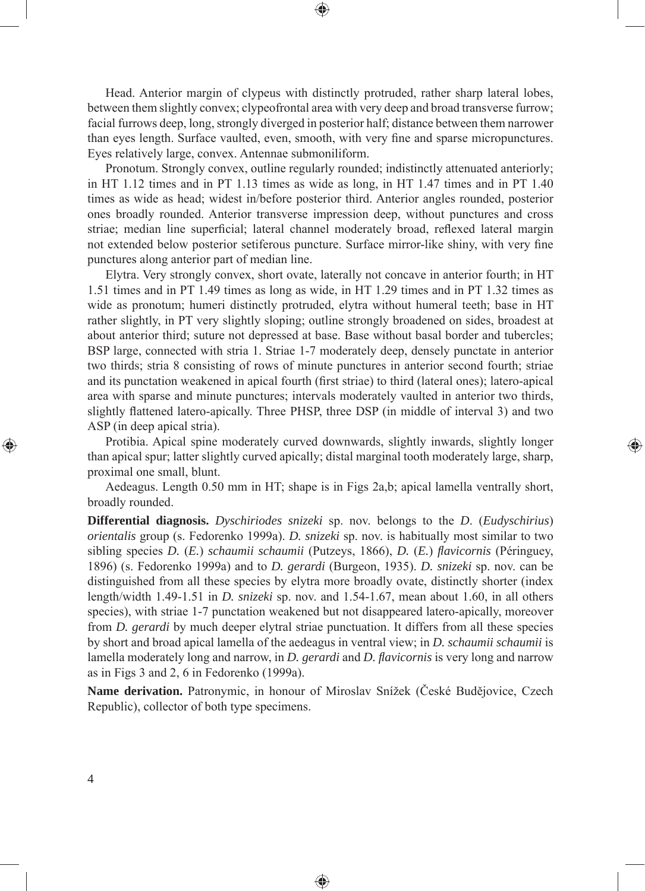Head. Anterior margin of clypeus with distinctly protruded, rather sharp lateral lobes, between them slightly convex; clypeofrontal area with very deep and broad transverse furrow; facial furrows deep, long, strongly diverged in posterior half; distance between them narrower than eyes length. Surface vaulted, even, smooth, with very fine and sparse micropunctures. Eyes relatively large, convex. Antennae submoniliform.

Pronotum. Strongly convex, outline regularly rounded; indistinctly attenuated anteriorly; in HT 1.12 times and in PT 1.13 times as wide as long, in HT 1.47 times and in PT 1.40 times as wide as head; widest in/before posterior third. Anterior angles rounded, posterior ones broadly rounded. Anterior transverse impression deep, without punctures and cross striae; median line superficial; lateral channel moderately broad, reflexed lateral margin not extended below posterior setiferous puncture. Surface mirror-like shiny, with very fine punctures along anterior part of median line.

Elytra. Very strongly convex, short ovate, laterally not concave in anterior fourth; in HT 1.51 times and in PT 1.49 times as long as wide, in HT 1.29 times and in PT 1.32 times as wide as pronotum; humeri distinctly protruded, elytra without humeral teeth; base in HT rather slightly, in PT very slightly sloping; outline strongly broadened on sides, broadest at about anterior third; suture not depressed at base. Base without basal border and tubercles; BSP large, connected with stria 1. Striae 1-7 moderately deep, densely punctate in anterior two thirds; stria 8 consisting of rows of minute punctures in anterior second fourth; striae and its punctation weakened in apical fourth (first striae) to third (lateral ones); latero-apical area with sparse and minute punctures; intervals moderately vaulted in anterior two thirds, slightly flattened latero-apically. Three PHSP, three DSP (in middle of interval 3) and two ASP (in deep apical stria).

Protibia. Apical spine moderately curved downwards, slightly inwards, slightly longer than apical spur; latter slightly curved apically; distal marginal tooth moderately large, sharp, proximal one small, blunt.

Aedeagus. Length 0.50 mm in HT; shape is in Figs 2a,b; apical lamella ventrally short, broadly rounded.

**Differential diagnosis.** *Dyschiriodes snizeki* sp. nov. belongs to the *D*. (*Eudyschirius*) *orientalis* group (s. Fedorenko 1999a). *D. snizeki* sp. nov. is habitually most similar to two sibling species *D.* (*E.*) *schaumii schaumii* (Putzeys, 1866), *D.* (*E.*) *flavicornis* (Péringuey, 1896) (s. Fedorenko 1999a) and to *D. gerardi* (Burgeon, 1935). *D. snizeki* sp. nov. can be distinguished from all these species by elytra more broadly ovate, distinctly shorter (index length/width 1.49-1.51 in *D. snizeki* sp. nov. and 1.54-1.67, mean about 1.60, in all others species), with striae 1-7 punctation weakened but not disappeared latero-apically, moreover from *D. gerardi* by much deeper elytral striae punctuation. It differs from all these species by short and broad apical lamella of the aedeagus in ventral view; in *D. schaumii schaumii* is lamella moderately long and narrow, in *D. gerardi* and *D. flavicornis* is very long and narrow as in Figs 3 and 2, 6 in Fedorenko (1999a).

**Name derivation.** Patronymic, in honour of Miroslav Snížek (České Budějovice, Czech Republic), collector of both type specimens.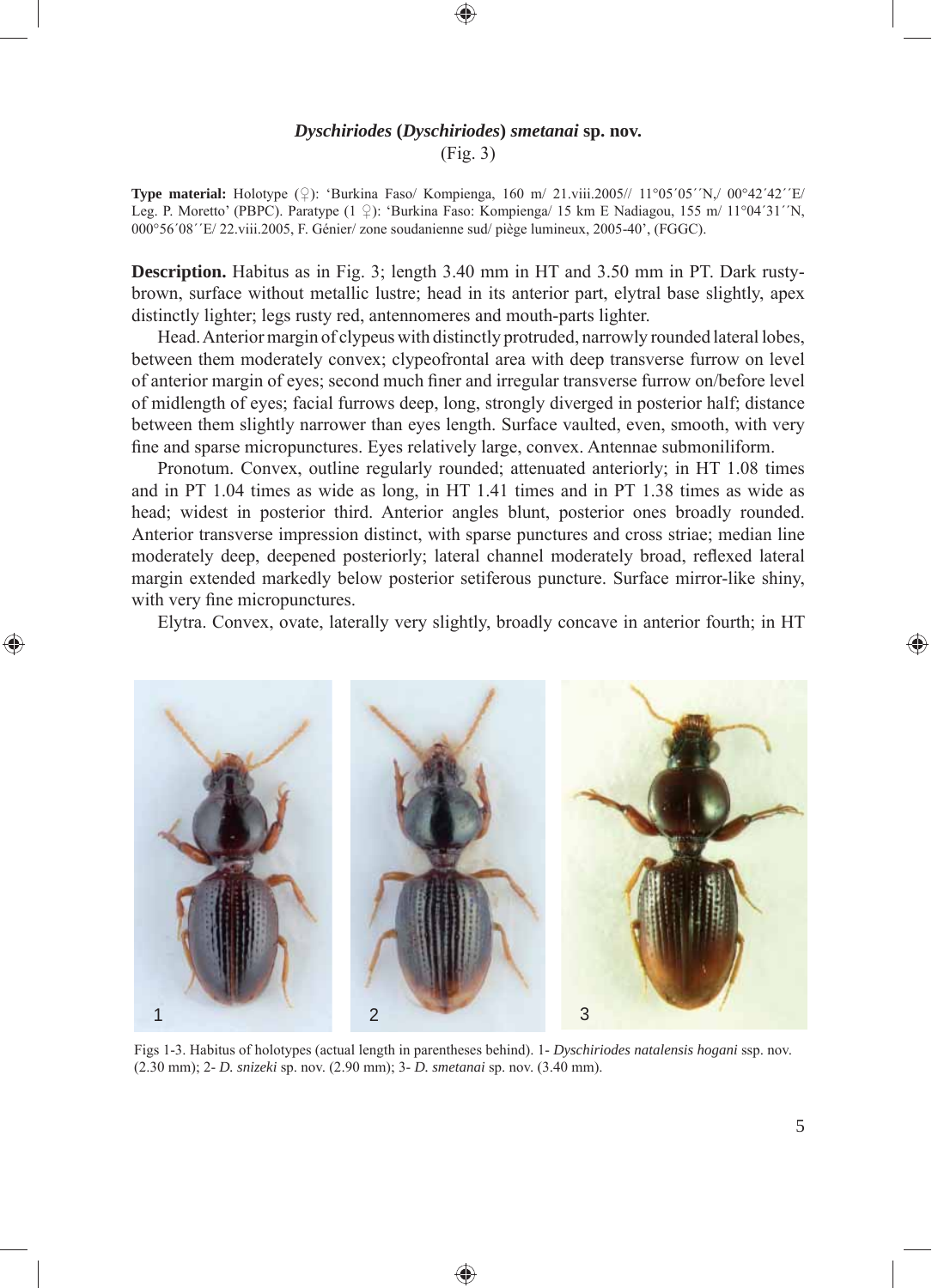### *Dyschiriodes* (*Dyschiriodes*) *smetanai* sp. nov.

(Fig. 3)

**Type material:** Holotype (♀): 'Burkina Faso/ Kompienga, 160 m/ 21.viii.2005// 11°05´05´´N,/ 00°42´42´´E/ Leg. P. Moretto' (PBPC). Paratype (1 ♀): 'Burkina Faso: Kompienga/ 15 km E Nadiagou, 155 m/ 11°04´31´´N, 000°56´08´´E/ 22.viii.2005, F. Génier/ zone soudanienne sud/ piège lumineux, 2005-40', (FGGC).

**Description.** Habitus as in Fig. 3; length 3.40 mm in HT and 3.50 mm in PT. Dark rusty-brown, surface without metallic lustre; head in its anterior part, elytral base slightly, apex distinctly lighter; legs rusty red, antennomeres and mouth-parts lighter.

Head. Anterior margin of clypeus with distinctly protruded, narrowly rounded lateral lobes, between them moderately convex; clypeofrontal area with deep transverse furrow on level of anterior margin of eyes; second much finer and irregular transverse furrow on/before level of midlength of eyes; facial furrows deep, long, strongly diverged in posterior half; distance between them slightly narrower than eyes length. Surface vaulted, even, smooth, with very fine and sparse micropunctures. Eyes relatively large, convex. Antennae submoniliform.

Pronotum. Convex, outline regularly rounded; attenuated anteriorly; in HT 1.08 times and in PT 1.04 times as wide as long, in HT 1.41 times and in PT 1.38 times as wide as head; widest in posterior third. Anterior angles blunt, posterior ones broadly rounded. Anterior transverse impression distinct, with sparse punctures and cross striae; median line moderately deep, deepened posteriorly; lateral channel moderately broad, reflexed lateral margin extended markedly below posterior setiferous puncture. Surface mirror-like shiny, with very fine micropunctures.

Elytra. Convex, ovate, laterally very slightly, broadly concave in anterior fourth; in HT

Figs 1-3. Habitus of holotypes (actual length in parentheses behind). 1- *Dyschiriodes natalensis hogani* ssp. nov. (2.30 mm); 2- *D. snizeki* sp. nov. (2.90 mm); 3- *D. smetanai* sp. nov. (3.40 mm).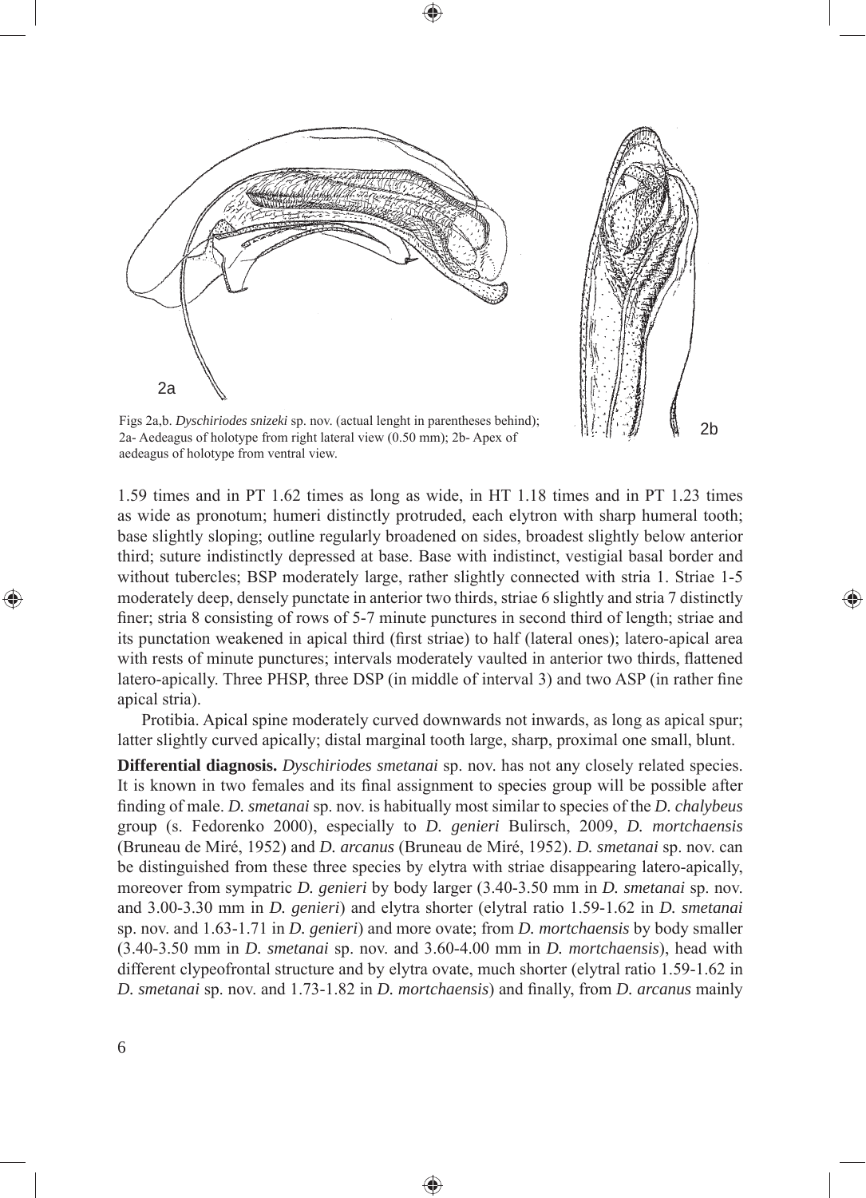Figs 2a,b. *Dyschiriodes snizeki* sp. nov. (actual lenght in parentheses behind); 2a- Aedeagus of holotype from right lateral view (0.50 mm); 2b- Apex of aedeagus of holotype from ventral view.

1.59 times and in PT 1.62 times as long as wide, in HT 1.18 times and in PT 1.23 times as wide as pronotum; humeri distinctly protruded, each elytron with sharp humeral tooth; base slightly sloping; outline regularly broadened on sides, broadest slightly below anterior third; suture indistinctly depressed at base. Base with indistinct, vestigial basal border and without tubercles; BSP moderately large, rather slightly connected with stria 1. Striae 1-5 moderately deep, densely punctate in anterior two thirds, striae 6 slightly and stria 7 distinctly finer; stria 8 consisting of rows of 5-7 minute punctures in second third of length; striae and its punctation weakened in apical third (first striae) to half (lateral ones); latero-apical area with rests of minute punctures; intervals moderately vaulted in anterior two thirds, flattened latero-apically. Three PHSP, three DSP (in middle of interval 3) and two ASP (in rather fine apical stria).

Protibia. Apical spine moderately curved downwards not inwards, as long as apical spur; latter slightly curved apically; distal marginal tooth large, sharp, proximal one small, blunt.

**Differential diagnosis.** *Dyschiriodes smetanai* sp. nov. has not any closely related species. It is known in two females and its final assignment to species group will be possible after finding of male. *D. smetanai* sp. nov. is habitually most similar to species of the *D. chalybeus* group (s. Fedorenko 2000), especially to *D. genieri* Bulirsch, 2009, *D. mortchaensis* (Bruneau de Miré, 1952) and *D. arcanus* (Bruneau de Miré, 1952). *D. smetanai* sp. nov. can be distinguished from these three species by elytra with striae disappearing latero-apically, moreover from sympatric *D. genieri* by body larger (3.40-3.50 mm in *D. smetanai* sp. nov. and 3.00-3.30 mm in *D. genieri*) and elytra shorter (elytral ratio 1.59-1.62 in *D. smetanai* sp. nov. and 1.63-1.71 in *D. genieri*) and more ovate; from *D. mortchaensis* by body smaller (3.40-3.50 mm in *D. smetanai* sp. nov. and 3.60-4.00 mm in *D. mortchaensis*), head with different clypeofrontal structure and by elytra ovate, much shorter (elytral ratio 1.59-1.62 in *D. smetanai* sp. nov. and 1.73-1.82 in *D. mortchaensis*) and finally, from *D. arcanus* mainly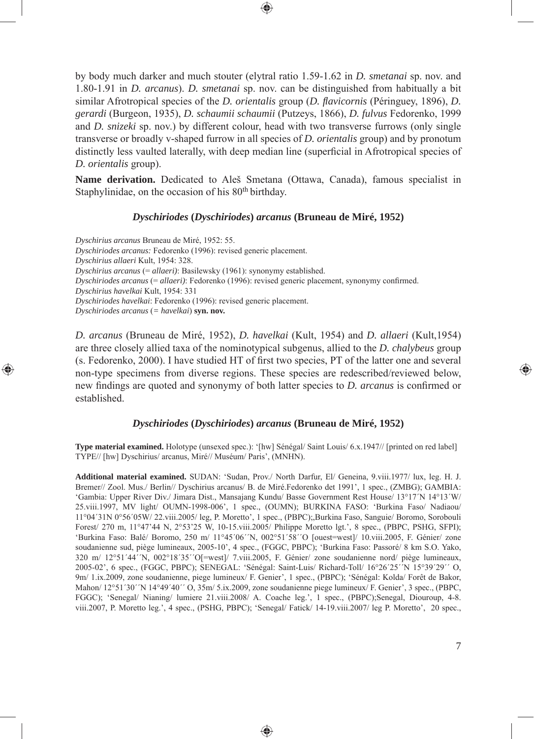by body much darker and much stouter (elytral ratio 1.59-1.62 in *D. smetanai* sp. nov. and 1.80-1.91 in *D. arcanus*). *D. smetanai* sp. nov. can be distinguished from habitually a bit similar Afrotropical species of the *D. orientalis* group (*D. flavicornis* (Péringuey, 1896), *D. gerardi* (Burgeon, 1935), *D. schaumii schaumii* (Putzeys, 1866), *D. fulvus* Fedorenko, 1999 and *D. snizeki* sp. nov.) by different colour, head with two transverse furrows (only single transverse or broadly v-shaped furrow in all species of *D. orientalis* group) and by pronotum distinctly less vaulted laterally, with deep median line (superficial in Afrotropical species of *D. orientalis* group).

**Name derivation.** Dedicated to Aleš Smetana (Ottawa, Canada), famous specialist in Staphylinidae, on the occasion of his 80th birthday.

### *Dyschiriodes* (*Dyschiriodes*) *arcanus* (Bruneau de Miré, 1952)

*Dyschirius arcanus* Bruneau de Miré, 1952: 55.
*Dyschiriodes arcanus:* Fedorenko (1996): revised generic placement.
*Dyschirius allaeri* Kult, 1954: 328.
*Dyschirius arcanus* (= *allaeri)*: Basilewsky (1961): synonymy established.
*Dyschiriodes arcanus* (= *allaeri)*: Fedorenko (1996): revised generic placement, synonymy confirmed.
*Dyschirius havelkai* Kult, 1954: 331
*Dyschiriodes havelkai*: Fedorenko (1996): revised generic placement.
*Dyschiriodes arcanus* (= *havelkai*) **syn. nov.**

*D. arcanus* (Bruneau de Miré, 1952), *D. havelkai* (Kult, 1954) and *D. allaeri* (Kult,1954) are three closely allied taxa of the nominotypical subgenus, allied to the *D. chalybeus* group (s. Fedorenko, 2000). I have studied HT of first two species, PT of the latter one and several non-type specimens from diverse regions. These species are redescribed/reviewed below, new findings are quoted and synonymy of both latter species to *D. arcanus* is confirmed or established.

### *Dyschiriodes* (*Dyschiriodes*) *arcanus* (Bruneau de Miré, 1952)

**Type material examined.** Holotype (unsexed spec.): '[hw] Sénégal/ Saint Louis/ 6.x.1947// [printed on red label] TYPE// [hw] Dyschirius/ arcanus, Miré// Muséum/ Paris', (MNHN).

**Additional material examined.** SUDAN: 'Sudan, Prov./ North Darfur, El/ Geneina, 9.viii.1977/ lux, leg. H. J. Bremer// Zool. Mus./ Berlin// Dyschirius arcanus/ B. de Miré.Fedorenko det 1991', 1 spec., (ZMBG); GAMBIA: 'Gambia: Upper River Div./ Jimara Dist., Mansajang Kundu/ Basse Government Rest House/ 13°17´N 14°13´W/ 25.viii.1997, MV light/ OUMN-1998-006', 1 spec., (OUMN); BURKINA FASO: 'Burkina Faso/ Nadiaou/ 11°04´31N 0°56´05W/ 22.viii.2005/ leg, P. Moretto', 1 spec., (PBPC);,Burkina Faso, Sanguie/ Boromo, Sorobouli Forest/ 270 m, 11°47'44 N, 2°53'25 W, 10-15.viii.2005/ Philippe Moretto lgt.', 8 spec., (PBPC, PSHG, SFPI); 'Burkina Faso: Balé/ Boromo, 250 m/ 11°45´06´´N, 002°51´58´´O [ouest=west]/ 10.viii.2005, F. Génier/ zone soudanienne sud, piège lumineaux, 2005-10', 4 spec., (FGGC, PBPC); 'Burkina Faso: Passoré/ 8 km S.O. Yako, 320 m/ 12°51´44´´N, 002°18´35´´O[=west]/ 7.viii.2005, F. Génier/ zone soudanienne nord/ piège lumineaux, 2005-02', 6 spec., (FGGC, PBPC); SENEGAL: 'Sénégal: Saint-Luis/ Richard-Toll/ 16°26´25´´N 15°39´29´´ O, 9m/ 1.ix.2009, zone soudanienne, piege lumineux/ F. Genier', 1 spec., (PBPC); 'Sénégal: Kolda/ Forêt de Bakor, Mahon/ 12°51´30´´N 14°49´40´´ O, 35m/ 5.ix.2009, zone soudanienne piege lumineux/ F. Genier', 3 spec., (PBPC, FGGC); 'Senegal/ Nianing/ lumiere 21.viii.2008/ A. Coache leg.', 1 spec., (PBPC);Senegal, Diouroup, 4-8. viii.2007, P. Moretto leg.', 4 spec., (PSHG, PBPC); 'Senegal/ Fatick/ 14-19.viii.2007/ leg P. Moretto', 20 spec.,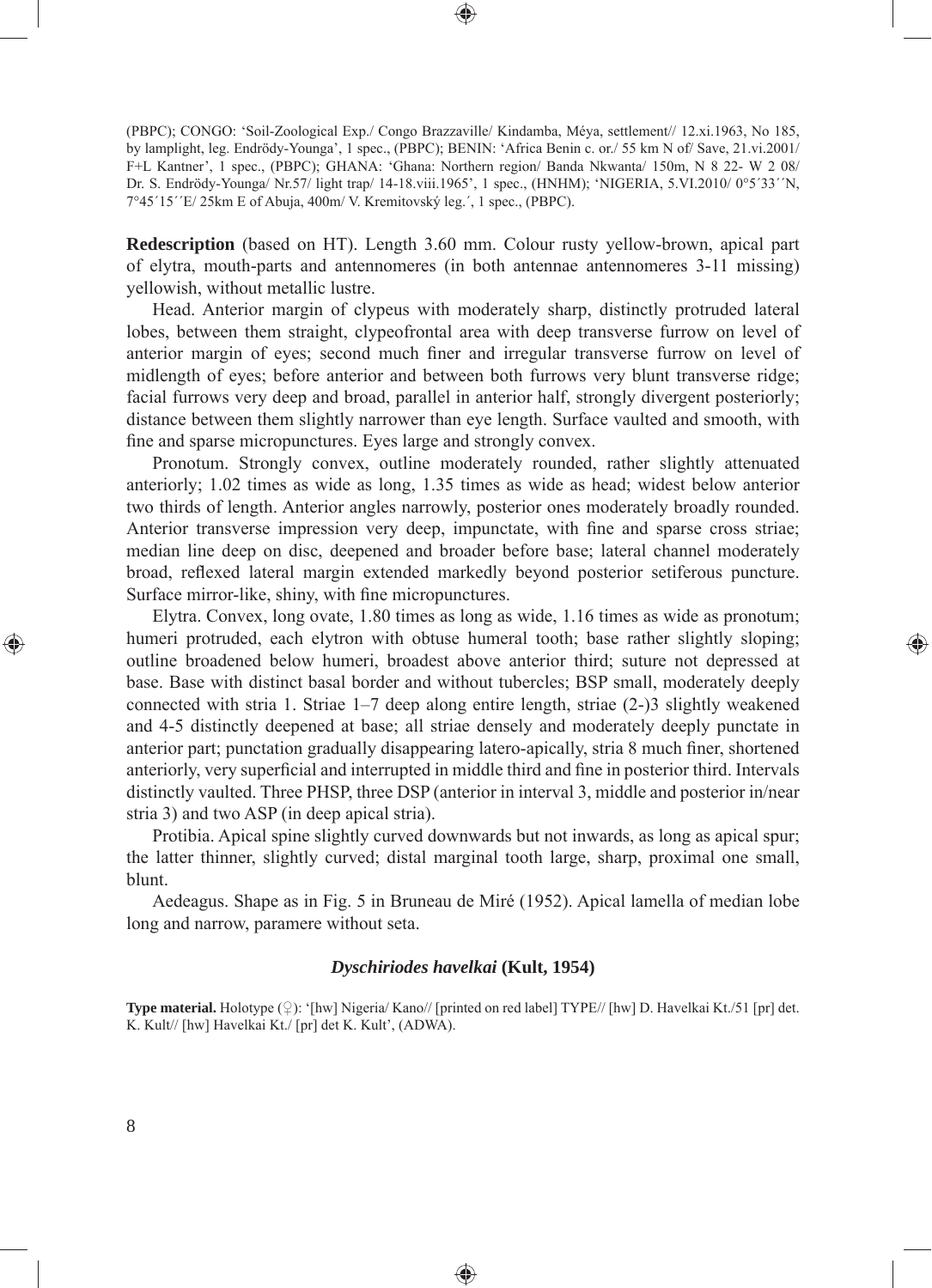(PBPC); CONGO: 'Soil-Zoological Exp./ Congo Brazzaville/ Kindamba, Méya, settlement// 12.xi.1963, No 185, by lamplight, leg. Endrödy-Younga', 1 spec., (PBPC); BENIN: 'Africa Benin c. or./ 55 km N of/ Save, 21.vi.2001/ F+L Kantner', 1 spec., (PBPC); GHANA: 'Ghana: Northern region/ Banda Nkwanta/ 150m, N 8 22- W 2 08/ Dr. S. Endrödy-Younga/ Nr.57/ light trap/ 14-18.viii.1965', 1 spec., (HNHM); 'NIGERIA, 5.VI.2010/ 0°5´33´´N, 7°45´15´´E/ 25km E of Abuja, 400m/ V. Kremitovský leg.´, 1 spec., (PBPC).

**Redescription** (based on HT). Length 3.60 mm. Colour rusty yellow-brown, apical part of elytra, mouth-parts and antennomeres (in both antennae antennomeres 3-11 missing) yellowish, without metallic lustre.

Head. Anterior margin of clypeus with moderately sharp, distinctly protruded lateral lobes, between them straight, clypeofrontal area with deep transverse furrow on level of anterior margin of eyes; second much finer and irregular transverse furrow on level of midlength of eyes; before anterior and between both furrows very blunt transverse ridge; facial furrows very deep and broad, parallel in anterior half, strongly divergent posteriorly; distance between them slightly narrower than eye length. Surface vaulted and smooth, with fine and sparse micropunctures. Eyes large and strongly convex.

Pronotum. Strongly convex, outline moderately rounded, rather slightly attenuated anteriorly; 1.02 times as wide as long, 1.35 times as wide as head; widest below anterior two thirds of length. Anterior angles narrowly, posterior ones moderately broadly rounded. Anterior transverse impression very deep, impunctate, with fine and sparse cross striae; median line deep on disc, deepened and broader before base; lateral channel moderately broad, reflexed lateral margin extended markedly beyond posterior setiferous puncture. Surface mirror-like, shiny, with fine micropunctures.

Elytra. Convex, long ovate, 1.80 times as long as wide, 1.16 times as wide as pronotum; humeri protruded, each elytron with obtuse humeral tooth; base rather slightly sloping; outline broadened below humeri, broadest above anterior third; suture not depressed at base. Base with distinct basal border and without tubercles; BSP small, moderately deeply connected with stria 1. Striae 1–7 deep along entire length, striae (2-)3 slightly weakened and 4-5 distinctly deepened at base; all striae densely and moderately deeply punctate in anterior part; punctation gradually disappearing latero-apically, stria 8 much finer, shortened anteriorly, very superficial and interrupted in middle third and fine in posterior third. Intervals distinctly vaulted. Three PHSP, three DSP (anterior in interval 3, middle and posterior in/near stria 3) and two ASP (in deep apical stria).

Protibia. Apical spine slightly curved downwards but not inwards, as long as apical spur; the latter thinner, slightly curved; distal marginal tooth large, sharp, proximal one small, blunt.

Aedeagus. Shape as in Fig. 5 in Bruneau de Miré (1952). Apical lamella of median lobe long and narrow, paramere without seta.

### *Dyschiriodes havelkai* (Kult, 1954)

**Type material.** Holotype (♀): '[hw] Nigeria/ Kano// [printed on red label] TYPE// [hw] D. Havelkai Kt./51 [pr] det. K. Kult// [hw] Havelkai Kt./ [pr] det K. Kult', (ADWA).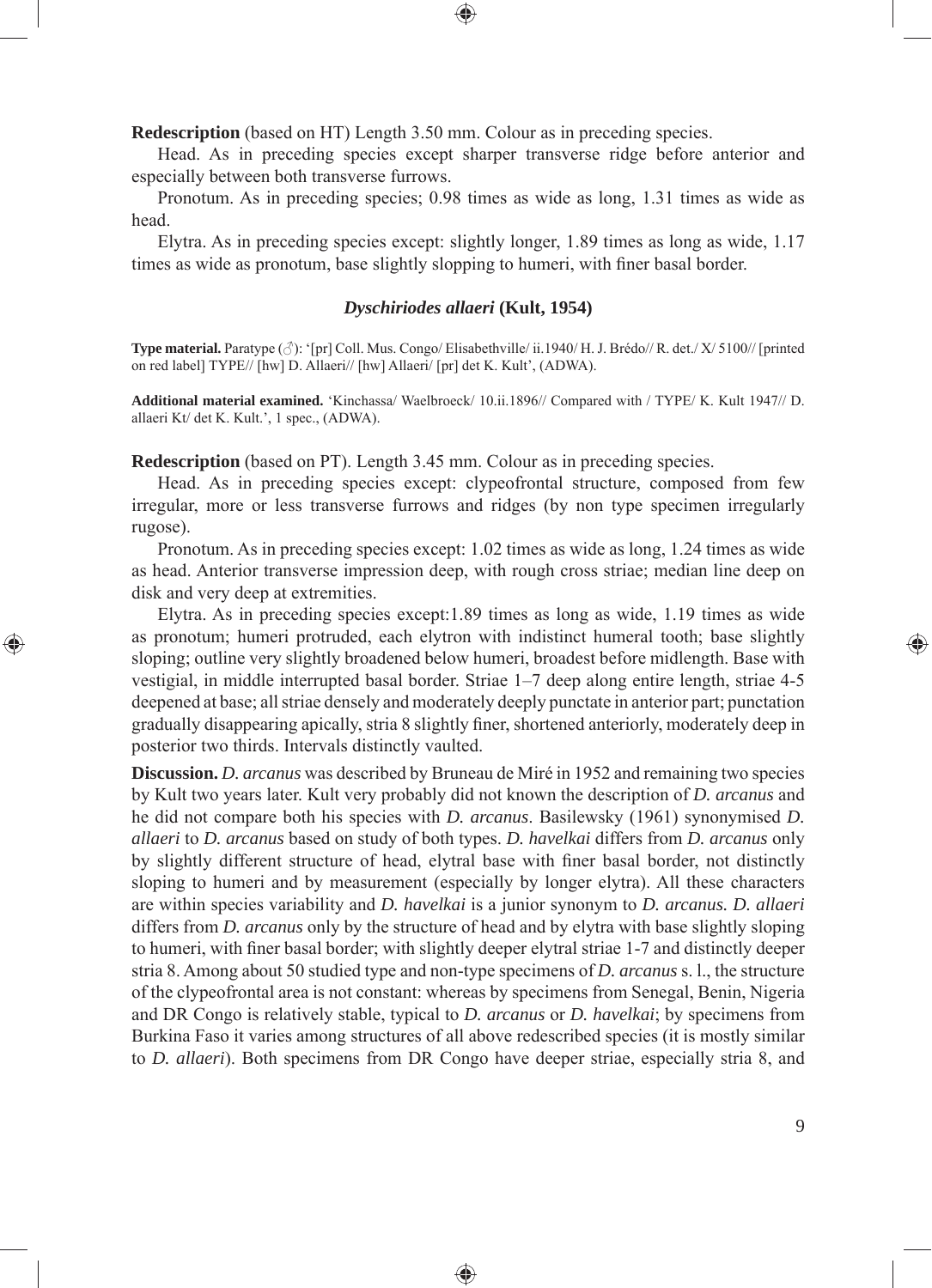**Redescription** (based on HT) Length 3.50 mm. Colour as in preceding species.

Head. As in preceding species except sharper transverse ridge before anterior and especially between both transverse furrows.

Pronotum. As in preceding species; 0.98 times as wide as long, 1.31 times as wide as head.

Elytra. As in preceding species except: slightly longer, 1.89 times as long as wide, 1.17 times as wide as pronotum, base slightly slopping to humeri, with finer basal border.

### *Dyschiriodes allaeri* (Kult, 1954)

**Type material.** Paratype (♂): '[pr] Coll. Mus. Congo/ Elisabethville/ ii.1940/ H. J. Brédo// R. det./ X/ 5100// [printed on red label] TYPE// [hw] D. Allaeri// [hw] Allaeri/ [pr] det K. Kult', (ADWA).

**Additional material examined.** 'Kinchassa/ Waelbroeck/ 10.ii.1896// Compared with / TYPE/ K. Kult 1947// D. allaeri Kt/ det K. Kult.', 1 spec., (ADWA).

**Redescription** (based on PT). Length 3.45 mm. Colour as in preceding species.

Head. As in preceding species except: clypeofrontal structure, composed from few irregular, more or less transverse furrows and ridges (by non type specimen irregularly rugose).

Pronotum. As in preceding species except: 1.02 times as wide as long, 1.24 times as wide as head. Anterior transverse impression deep, with rough cross striae; median line deep on disk and very deep at extremities.

Elytra. As in preceding species except:1.89 times as long as wide, 1.19 times as wide as pronotum; humeri protruded, each elytron with indistinct humeral tooth; base slightly sloping; outline very slightly broadened below humeri, broadest before midlength. Base with vestigial, in middle interrupted basal border. Striae 1–7 deep along entire length, striae 4-5 deepened at base; all striae densely and moderately deeply punctate in anterior part; punctation gradually disappearing apically, stria 8 slightly finer, shortened anteriorly, moderately deep in posterior two thirds. Intervals distinctly vaulted.

**Discussion.** *D. arcanus* was described by Bruneau de Miré in 1952 and remaining two species by Kult two years later. Kult very probably did not known the description of *D. arcanus* and he did not compare both his species with *D. arcanus*. Basilewsky (1961) synonymised *D. allaeri* to *D. arcanus* based on study of both types. *D. havelkai* differs from *D. arcanus* only by slightly different structure of head, elytral base with finer basal border, not distinctly sloping to humeri and by measurement (especially by longer elytra). All these characters are within species variability and *D. havelkai* is a junior synonym to *D. arcanus. D. allaeri* differs from *D. arcanus* only by the structure of head and by elytra with base slightly sloping to humeri, with finer basal border; with slightly deeper elytral striae 1-7 and distinctly deeper stria 8. Among about 50 studied type and non-type specimens of *D. arcanus* s. l., the structure of the clypeofrontal area is not constant: whereas by specimens from Senegal, Benin, Nigeria and DR Congo is relatively stable, typical to *D. arcanus* or *D. havelkai*; by specimens from Burkina Faso it varies among structures of all above redescribed species (it is mostly similar to *D. allaeri*). Both specimens from DR Congo have deeper striae, especially stria 8, and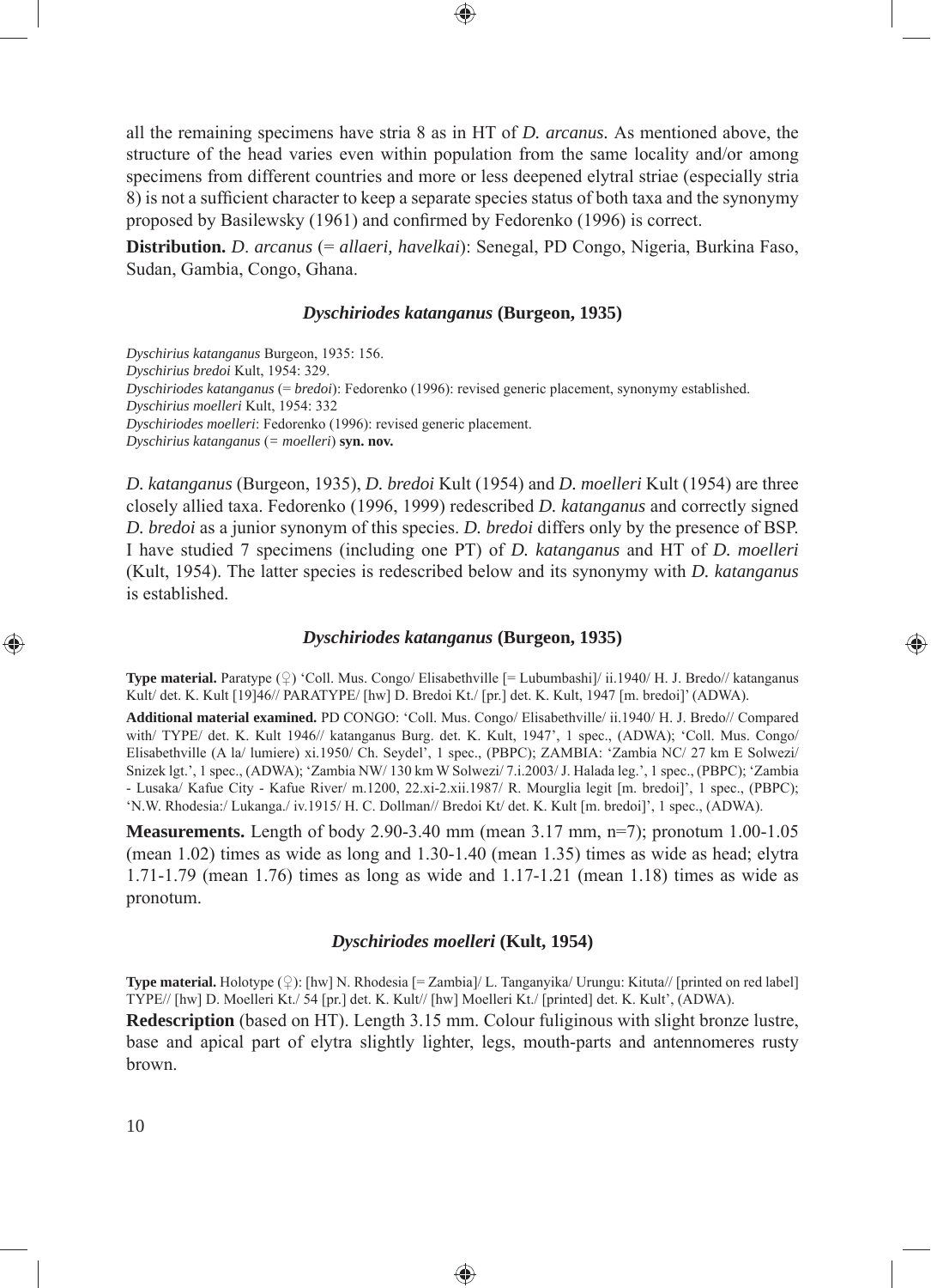all the remaining specimens have stria 8 as in HT of *D. arcanus.* As mentioned above, the structure of the head varies even within population from the same locality and/or among specimens from different countries and more or less deepened elytral striae (especially stria 8) is not a sufficient character to keep a separate species status of both taxa and the synonymy proposed by Basilewsky (1961) and confirmed by Fedorenko (1996) is correct.

**Distribution.** *D. arcanus* (= *allaeri, havelkai*): Senegal, PD Congo, Nigeria, Burkina Faso, Sudan, Gambia, Congo, Ghana.

### *Dyschiriodes katanganus* (Burgeon, 1935)

*Dyschirius katanganus* Burgeon, 1935: 156.
*Dyschirius bredoi* Kult, 1954: 329.
*Dyschiriodes katanganus* (= *bredoi*): Fedorenko (1996): revised generic placement, synonymy established.
*Dyschirius moelleri* Kult, 1954: 332
*Dyschiriodes moelleri*: Fedorenko (1996): revised generic placement.
*Dyschirius katanganus* (= *moelleri*) **syn. nov.**

*D. katanganus* (Burgeon, 1935), *D. bredoi* Kult (1954) and *D. moelleri* Kult (1954) are three closely allied taxa. Fedorenko (1996, 1999) redescribed *D. katanganus* and correctly signed *D. bredoi* as a junior synonym of this species. *D. bredoi* differs only by the presence of BSP. I have studied 7 specimens (including one PT) of *D. katanganus* and HT of *D. moelleri* (Kult, 1954). The latter species is redescribed below and its synonymy with *D. katanganus* is established.

### *Dyschiriodes katanganus* (Burgeon, 1935)

**Type material.** Paratype (♀) 'Coll. Mus. Congo/ Elisabethville [= Lubumbashi]/ ii.1940/ H. J. Bredo// katanganus Kult/ det. K. Kult [19]46// PARATYPE/ [hw] D. Bredoi Kt./ [pr.] det. K. Kult, 1947 [m. bredoi]' (ADWA).

**Additional material examined.** PD CONGO: 'Coll. Mus. Congo/ Elisabethville/ ii.1940/ H. J. Bredo// Compared with/ TYPE/ det. K. Kult 1946// katanganus Burg. det. K. Kult, 1947', 1 spec., (ADWA); 'Coll. Mus. Congo/ Elisabethville (A la/ lumiere) xi.1950/ Ch. Seydel', 1 spec., (PBPC); ZAMBIA: 'Zambia NC/ 27 km E Solwezi/ Snizek lgt.', 1 spec., (ADWA); 'Zambia NW/ 130 km W Solwezi/ 7.i.2003/ J. Halada leg.', 1 spec., (PBPC); 'Zambia - Lusaka/ Kafue City - Kafue River/ m.1200, 22.xi-2.xii.1987/ R. Mourglia legit [m. bredoi]', 1 spec., (PBPC); 'N.W. Rhodesia:/ Lukanga./ iv.1915/ H. C. Dollman// Bredoi Kt/ det. K. Kult [m. bredoi]', 1 spec., (ADWA).

**Measurements.** Length of body 2.90-3.40 mm (mean 3.17 mm, n=7); pronotum 1.00-1.05 (mean 1.02) times as wide as long and 1.30-1.40 (mean 1.35) times as wide as head; elytra 1.71-1.79 (mean 1.76) times as long as wide and 1.17-1.21 (mean 1.18) times as wide as pronotum.

### *Dyschiriodes moelleri* (Kult, 1954)

**Type material.** Holotype (♀): [hw] N. Rhodesia [= Zambia]/ L. Tanganyika/ Urungu: Kituta// [printed on red label] TYPE// [hw] D. Moelleri Kt./ 54 [pr.] det. K. Kult// [hw] Moelleri Kt./ [printed] det. K. Kult', (ADWA).

**Redescription** (based on HT). Length 3.15 mm. Colour fuliginous with slight bronze lustre, base and apical part of elytra slightly lighter, legs, mouth-parts and antennomeres rusty brown.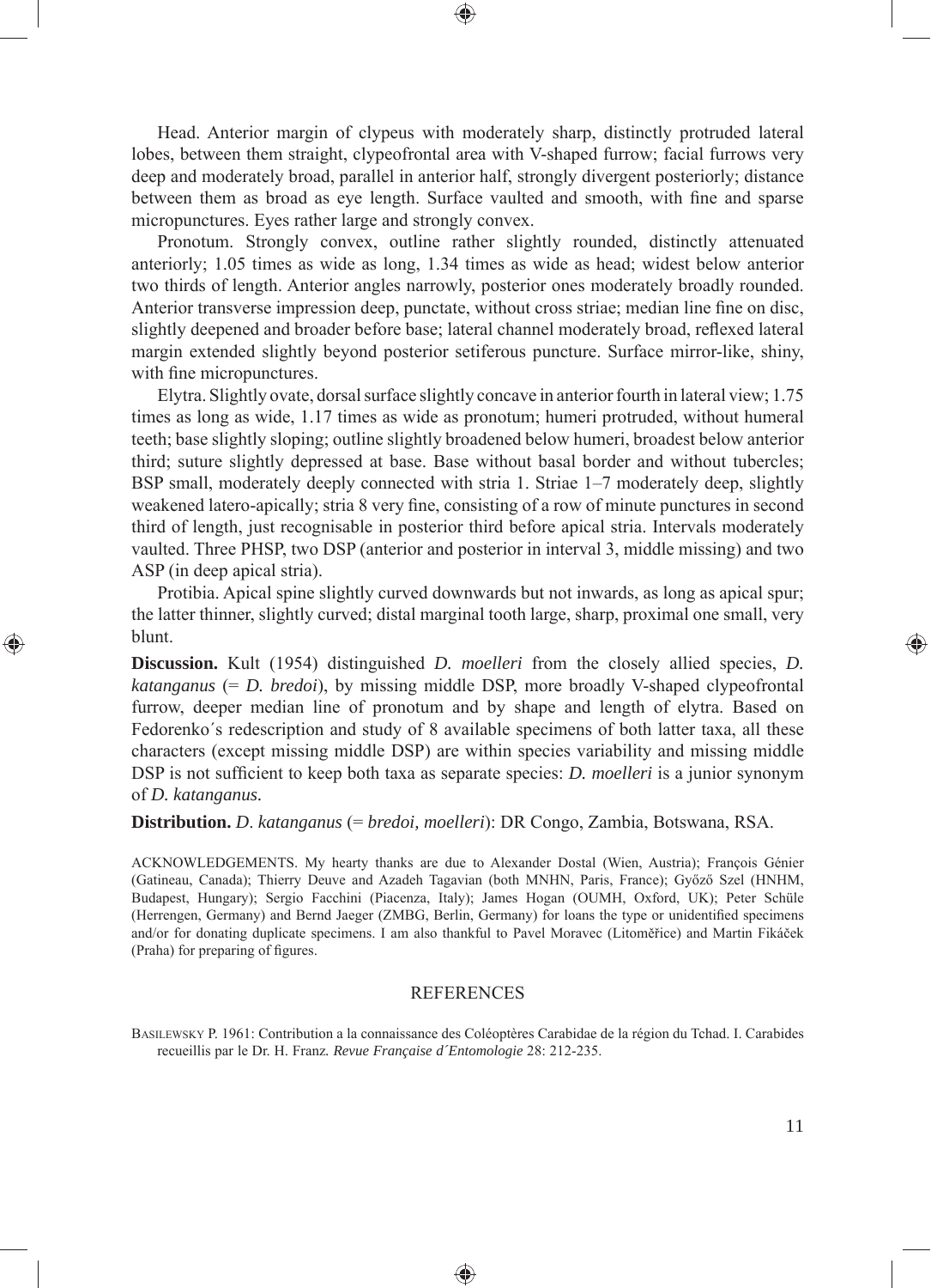Head. Anterior margin of clypeus with moderately sharp, distinctly protruded lateral lobes, between them straight, clypeofrontal area with V-shaped furrow; facial furrows very deep and moderately broad, parallel in anterior half, strongly divergent posteriorly; distance between them as broad as eye length. Surface vaulted and smooth, with fine and sparse micropunctures. Eyes rather large and strongly convex.

Pronotum. Strongly convex, outline rather slightly rounded, distinctly attenuated anteriorly; 1.05 times as wide as long, 1.34 times as wide as head; widest below anterior two thirds of length. Anterior angles narrowly, posterior ones moderately broadly rounded. Anterior transverse impression deep, punctate, without cross striae; median line fine on disc, slightly deepened and broader before base; lateral channel moderately broad, reflexed lateral margin extended slightly beyond posterior setiferous puncture. Surface mirror-like, shiny, with fine micropunctures.

Elytra. Slightly ovate, dorsal surface slightly concave in anterior fourth in lateral view; 1.75 times as long as wide, 1.17 times as wide as pronotum; humeri protruded, without humeral teeth; base slightly sloping; outline slightly broadened below humeri, broadest below anterior third; suture slightly depressed at base. Base without basal border and without tubercles; BSP small, moderately deeply connected with stria 1. Striae 1–7 moderately deep, slightly weakened latero-apically; stria 8 very fine, consisting of a row of minute punctures in second third of length, just recognisable in posterior third before apical stria. Intervals moderately vaulted. Three PHSP, two DSP (anterior and posterior in interval 3, middle missing) and two ASP (in deep apical stria).

Protibia. Apical spine slightly curved downwards but not inwards, as long as apical spur; the latter thinner, slightly curved; distal marginal tooth large, sharp, proximal one small, very blunt.

**Discussion.** Kult (1954) distinguished *D. moelleri* from the closely allied species, *D. katanganus* (= *D. bredoi*), by missing middle DSP, more broadly V-shaped clypeofrontal furrow, deeper median line of pronotum and by shape and length of elytra. Based on Fedorenko´s redescription and study of 8 available specimens of both latter taxa, all these characters (except missing middle DSP) are within species variability and missing middle DSP is not sufficient to keep both taxa as separate species: *D. moelleri* is a junior synonym of *D. katanganus*.

**Distribution.** *D. katanganus* (= *bredoi, moelleri*): DR Congo, Zambia, Botswana, RSA.

ACKNOWLEDGEMENTS. My hearty thanks are due to Alexander Dostal (Wien, Austria); François Génier (Gatineau, Canada); Thierry Deuve and Azadeh Tagavian (both MNHN, Paris, France); Győző Szel (HNHM, Budapest, Hungary); Sergio Facchini (Piacenza, Italy); James Hogan (OUMH, Oxford, UK); Peter Schüle (Herrengen, Germany) and Bernd Jaeger (ZMBG, Berlin, Germany) for loans the type or unidentified specimens and/or for donating duplicate specimens. I am also thankful to Pavel Moravec (Litoměřice) and Martin Fikáček (Praha) for preparing of figures.

## REFERENCES

Basilewsky P. 1961: Contribution a la connaissance des Coléoptères Carabidae de la région du Tchad. I. Carabides recueillis par le Dr. H. Franz. *Revue Française d´Entomologie* 28: 212-235.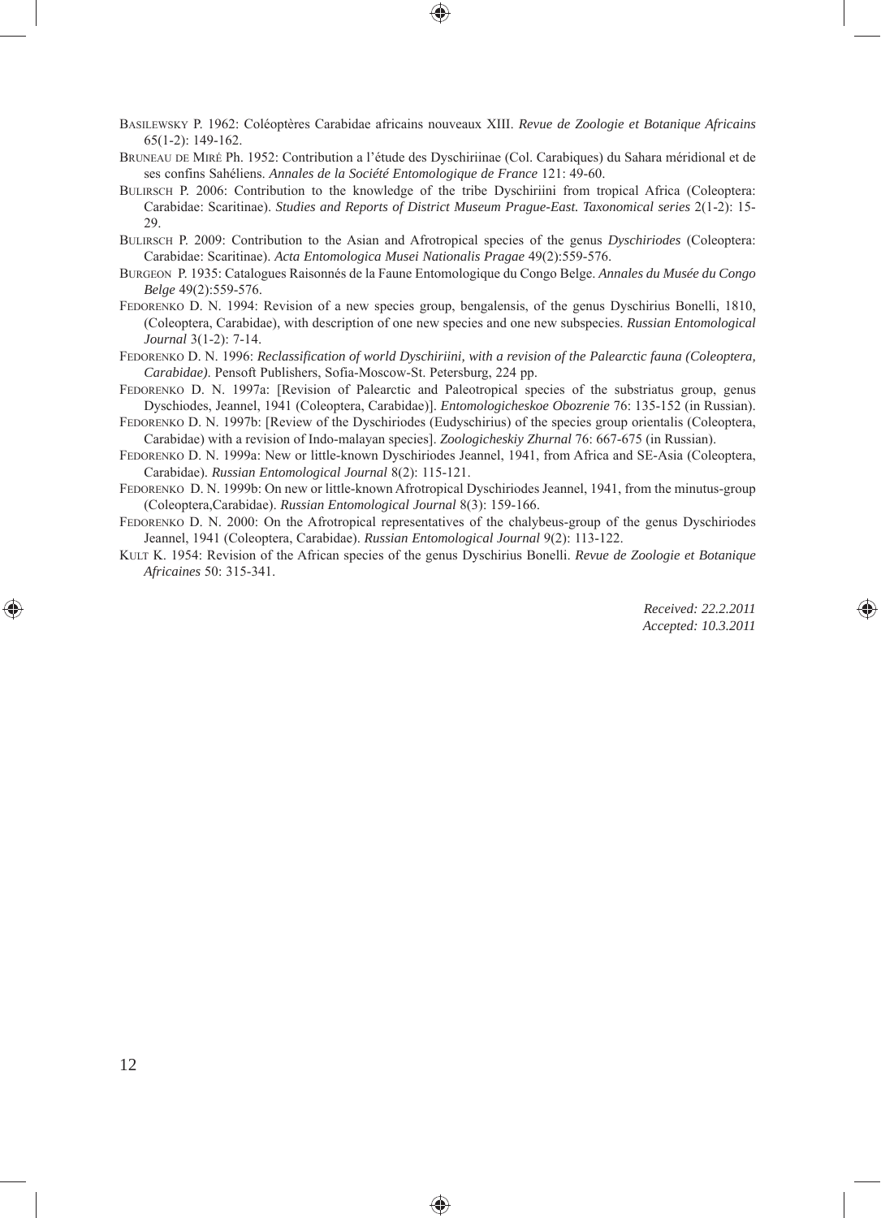Basilewsky P. 1962: Coléoptères Carabidae africains nouveaux XIII. *Revue de Zoologie et Botanique Africains* 65(1-2): 149-162.

Bruneau de Miré Ph. 1952: Contribution a l'étude des Dyschiriinae (Col. Carabiques) du Sahara méridional et de ses confins Sahéliens. *Annales de la Société Entomologique de France* 121: 49-60.

Bulirsch P. 2006: Contribution to the knowledge of the tribe Dyschiriini from tropical Africa (Coleoptera: Carabidae: Scaritinae). *Studies and Reports of District Museum Prague-East. Taxonomical series* 2(1-2): 15-29.

Bulirsch P. 2009: Contribution to the Asian and Afrotropical species of the genus *Dyschiriodes* (Coleoptera: Carabidae: Scaritinae). *Acta Entomologica Musei Nationalis Pragae* 49(2):559-576.

Burgeon P. 1935: Catalogues Raisonnés de la Faune Entomologique du Congo Belge. *Annales du Musée du Congo Belge* 49(2):559-576.

Fedorenko D. N. 1994: Revision of a new species group, bengalensis, of the genus Dyschirius Bonelli, 1810, (Coleoptera, Carabidae), with description of one new species and one new subspecies. *Russian Entomological Journal* 3(1-2): 7-14.

Fedorenko D. N. 1996: *Reclassification of world Dyschiriini, with a revision of the Palearctic fauna (Coleoptera, Carabidae)*. Pensoft Publishers, Sofia-Moscow-St. Petersburg, 224 pp.

Fedorenko D. N. 1997a: [Revision of Palearctic and Paleotropical species of the substriatus group, genus Dyschiodes, Jeannel, 1941 (Coleoptera, Carabidae)]. *Entomologicheskoe Obozrenie* 76: 135-152 (in Russian).

Fedorenko D. N. 1997b: [Review of the Dyschiriodes (Eudyschirius) of the species group orientalis (Coleoptera, Carabidae) with a revision of Indo-malayan species]. *Zoologicheskiy Zhurnal* 76: 667-675 (in Russian).

Fedorenko D. N. 1999a: New or little-known Dyschiriodes Jeannel, 1941, from Africa and SE-Asia (Coleoptera, Carabidae). *Russian Entomological Journal* 8(2): 115-121.

Fedorenko D. N. 1999b: On new or little-known Afrotropical Dyschiriodes Jeannel, 1941, from the minutus-group (Coleoptera,Carabidae). *Russian Entomological Journal* 8(3): 159-166.

Fedorenko D. N. 2000: On the Afrotropical representatives of the chalybeus-group of the genus Dyschiriodes Jeannel, 1941 (Coleoptera, Carabidae). *Russian Entomological Journal* 9(2): 113-122.

Kult K. 1954: Revision of the African species of the genus Dyschirius Bonelli. *Revue de Zoologie et Botanique Africaines* 50: 315-341.

*Received: 22.2.2011*
*Accepted: 10.3.2011*